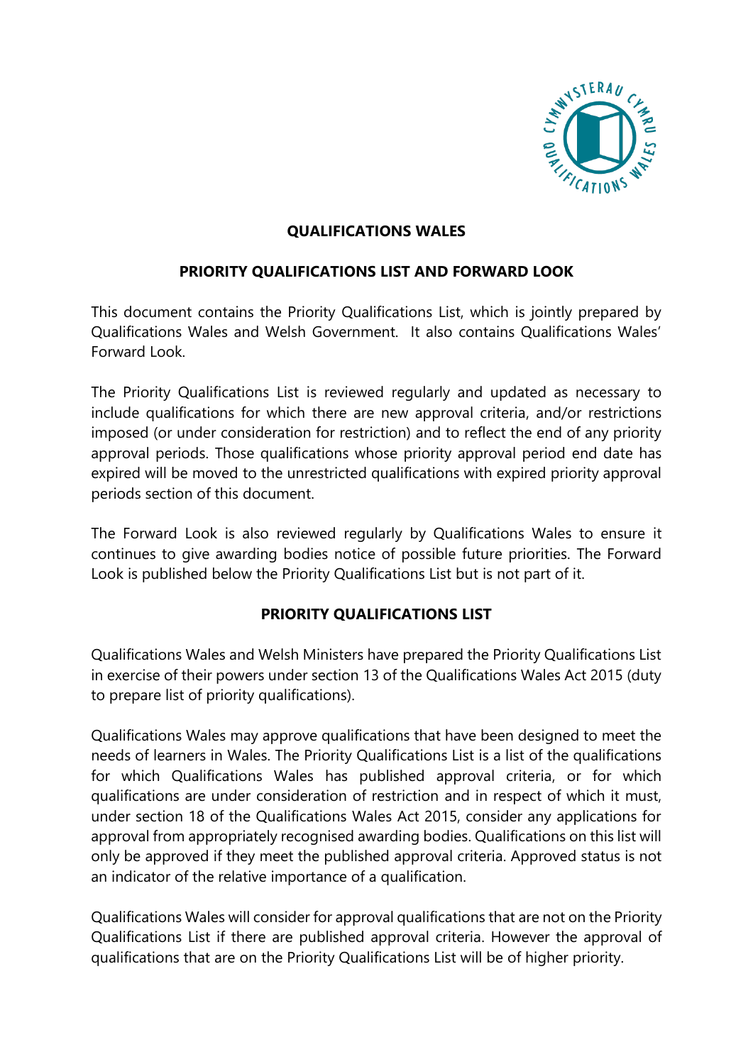# QUALIFICATIONS WALES

## PRIORITY QUALIFICATIONS LIST AND FORWARD LOOK

This document contains the Priority Qualifications List, which is jointly prepared by Qualifications Wales and Welsh Government. It also contains Qualifications Wales' Forward Look.

The Priority Qualifications List is reviewed regularly and updated as necessary to include qualifications for which there are new approval criteria, and/or restrictions imposed (or under consideration for restriction) and to reflect the end of any priority approval periods. Those qualifications whose priority approval period end date has expired will be moved to the unrestricted qualifications with expired priority approval periods section of this document.

The Forward Look is also reviewed regularly by Qualifications Wales to ensure it continues to give awarding bodies notice of possible future priorities. The Forward Look is published below the Priority Qualifications List but is not part of it.

## PRIORITY QUALIFICATIONS LIST

Qualifications Wales and Welsh Ministers have prepared the Priority Qualifications List in exercise of their powers under section 13 of the Qualifications Wales Act 2015 (duty to prepare list of priority qualifications).

Qualifications Wales may approve qualifications that have been designed to meet the needs of learners in Wales. The Priority Qualifications List is a list of the qualifications for which Qualifications Wales has published approval criteria, or for which qualifications are under consideration of restriction and in respect of which it must, under section 18 of the Qualifications Wales Act 2015, consider any applications for approval from appropriately recognised awarding bodies. Qualifications on this list will only be approved if they meet the published approval criteria. Approved status is not an indicator of the relative importance of a qualification.

Qualifications Wales will consider for approval qualifications that are not on the Priority Qualifications List if there are published approval criteria. However the approval of qualifications that are on the Priority Qualifications List will be of higher priority.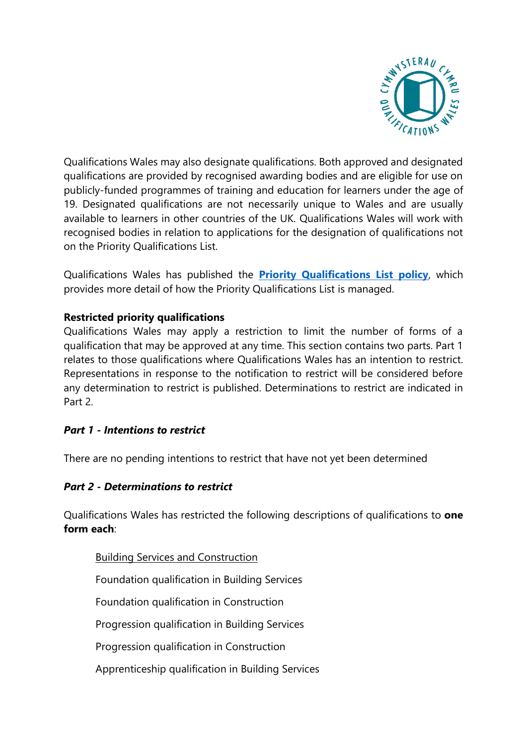Qualifications Wales may also designate qualifications. Both approved and designated qualifications are provided by recognised awarding bodies and are eligible for use on publicly-funded programmes of training and education for learners under the age of 19. Designated qualifications are not necessarily unique to Wales and are usually available to learners in other countries of the UK. Qualifications Wales will work with recognised bodies in relation to applications for the designation of qualifications not on the Priority Qualifications List.

Qualifications Wales has published the **Priority Qualifications List policy**, which provides more detail of how the Priority Qualifications List is managed.

**Restricted priority qualifications**

Qualifications Wales may apply a restriction to limit the number of forms of a qualification that may be approved at any time. This section contains two parts. Part 1 relates to those qualifications where Qualifications Wales has an intention to restrict. Representations in response to the notification to restrict will be considered before any determination to restrict is published. Determinations to restrict are indicated in Part 2.

***Part 1 - Intentions to restrict***

There are no pending intentions to restrict that have not yet been determined

***Part 2 - Determinations to restrict***

Qualifications Wales has restricted the following descriptions of qualifications to **one form each**:

Building Services and Construction

Foundation qualification in Building Services

Foundation qualification in Construction

Progression qualification in Building Services

Progression qualification in Construction

Apprenticeship qualification in Building Services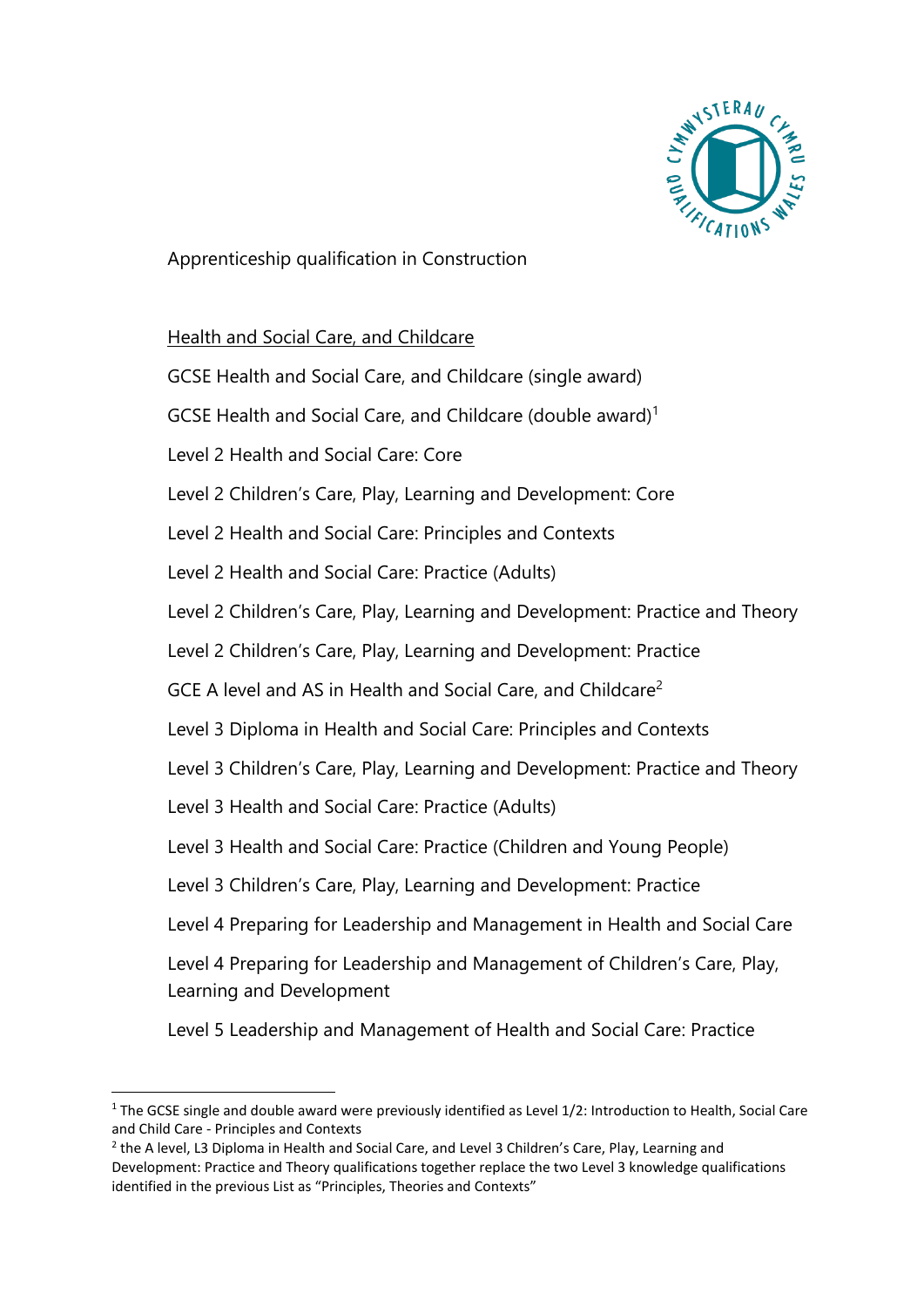Apprenticeship qualification in Construction

Health and Social Care, and Childcare

GCSE Health and Social Care, and Childcare (single award)

GCSE Health and Social Care, and Childcare (double award)[1]

Level 2 Health and Social Care: Core

Level 2 Children's Care, Play, Learning and Development: Core

Level 2 Health and Social Care: Principles and Contexts

Level 2 Health and Social Care: Practice (Adults)

Level 2 Children's Care, Play, Learning and Development: Practice and Theory

Level 2 Children's Care, Play, Learning and Development: Practice

GCE A level and AS in Health and Social Care, and Childcare[2]

Level 3 Diploma in Health and Social Care: Principles and Contexts

Level 3 Children's Care, Play, Learning and Development: Practice and Theory

Level 3 Health and Social Care: Practice (Adults)

Level 3 Health and Social Care: Practice (Children and Young People)

Level 3 Children's Care, Play, Learning and Development: Practice

Level 4 Preparing for Leadership and Management in Health and Social Care

Level 4 Preparing for Leadership and Management of Children's Care, Play, Learning and Development

Level 5 Leadership and Management of Health and Social Care: Practice

---

[1] The GCSE single and double award were previously identified as Level 1/2: Introduction to Health, Social Care and Child Care - Principles and Contexts

[2] the A level, L3 Diploma in Health and Social Care, and Level 3 Children's Care, Play, Learning and Development: Practice and Theory qualifications together replace the two Level 3 knowledge qualifications identified in the previous List as "Principles, Theories and Contexts"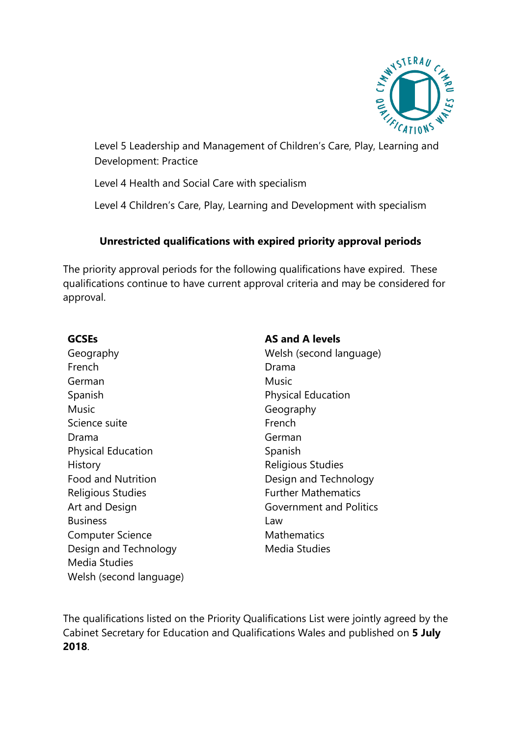Level 5 Leadership and Management of Children's Care, Play, Learning and Development: Practice

Level 4 Health and Social Care with specialism

Level 4 Children's Care, Play, Learning and Development with specialism

**Unrestricted qualifications with expired priority approval periods**

The priority approval periods for the following qualifications have expired. These qualifications continue to have current approval criteria and may be considered for approval.

**GCSEs**

- Geography
- French
- German
- Spanish
- Music
- Science suite
- Drama
- Physical Education
- History
- Food and Nutrition
- Religious Studies
- Art and Design
- Business
- Computer Science
- Design and Technology
- Media Studies
- Welsh (second language)

**AS and A levels**

- Welsh (second language)
- Drama
- Music
- Physical Education
- Geography
- French
- German
- Spanish
- Religious Studies
- Design and Technology
- Further Mathematics
- Government and Politics
- Law
- Mathematics
- Media Studies

The qualifications listed on the Priority Qualifications List were jointly agreed by the Cabinet Secretary for Education and Qualifications Wales and published on **5 July 2018**.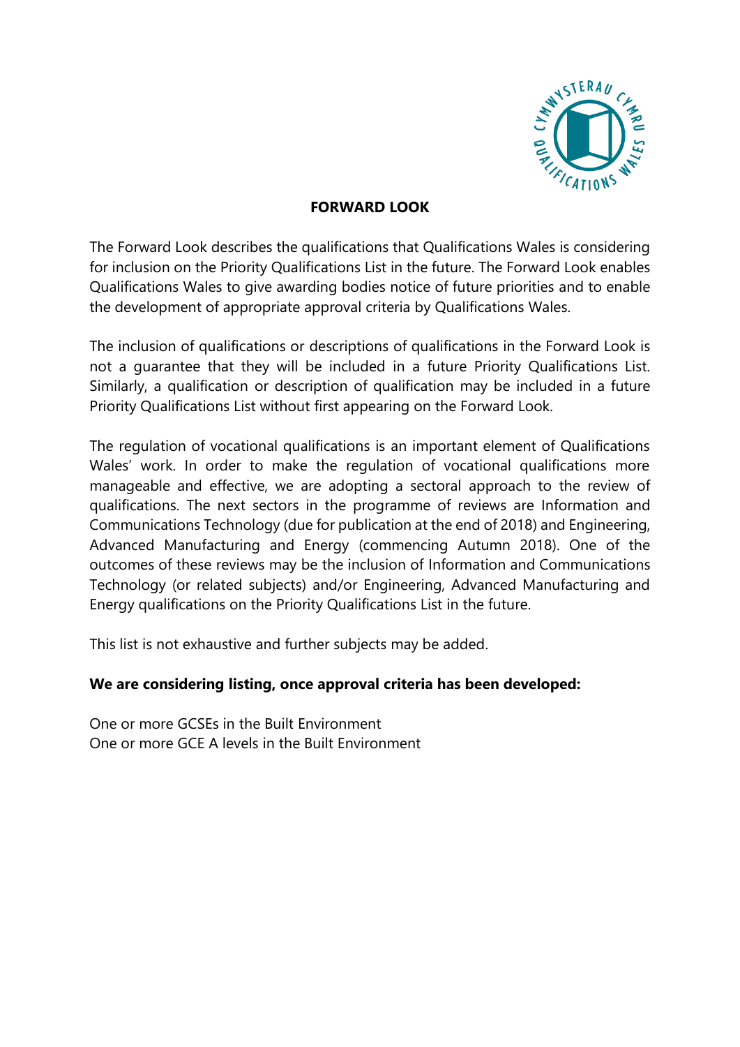# FORWARD LOOK

The Forward Look describes the qualifications that Qualifications Wales is considering for inclusion on the Priority Qualifications List in the future. The Forward Look enables Qualifications Wales to give awarding bodies notice of future priorities and to enable the development of appropriate approval criteria by Qualifications Wales.

The inclusion of qualifications or descriptions of qualifications in the Forward Look is not a guarantee that they will be included in a future Priority Qualifications List. Similarly, a qualification or description of qualification may be included in a future Priority Qualifications List without first appearing on the Forward Look.

The regulation of vocational qualifications is an important element of Qualifications Wales' work. In order to make the regulation of vocational qualifications more manageable and effective, we are adopting a sectoral approach to the review of qualifications. The next sectors in the programme of reviews are Information and Communications Technology (due for publication at the end of 2018) and Engineering, Advanced Manufacturing and Energy (commencing Autumn 2018). One of the outcomes of these reviews may be the inclusion of Information and Communications Technology (or related subjects) and/or Engineering, Advanced Manufacturing and Energy qualifications on the Priority Qualifications List in the future.

This list is not exhaustive and further subjects may be added.

**We are considering listing, once approval criteria has been developed:**

One or more GCSEs in the Built Environment
One or more GCE A levels in the Built Environment